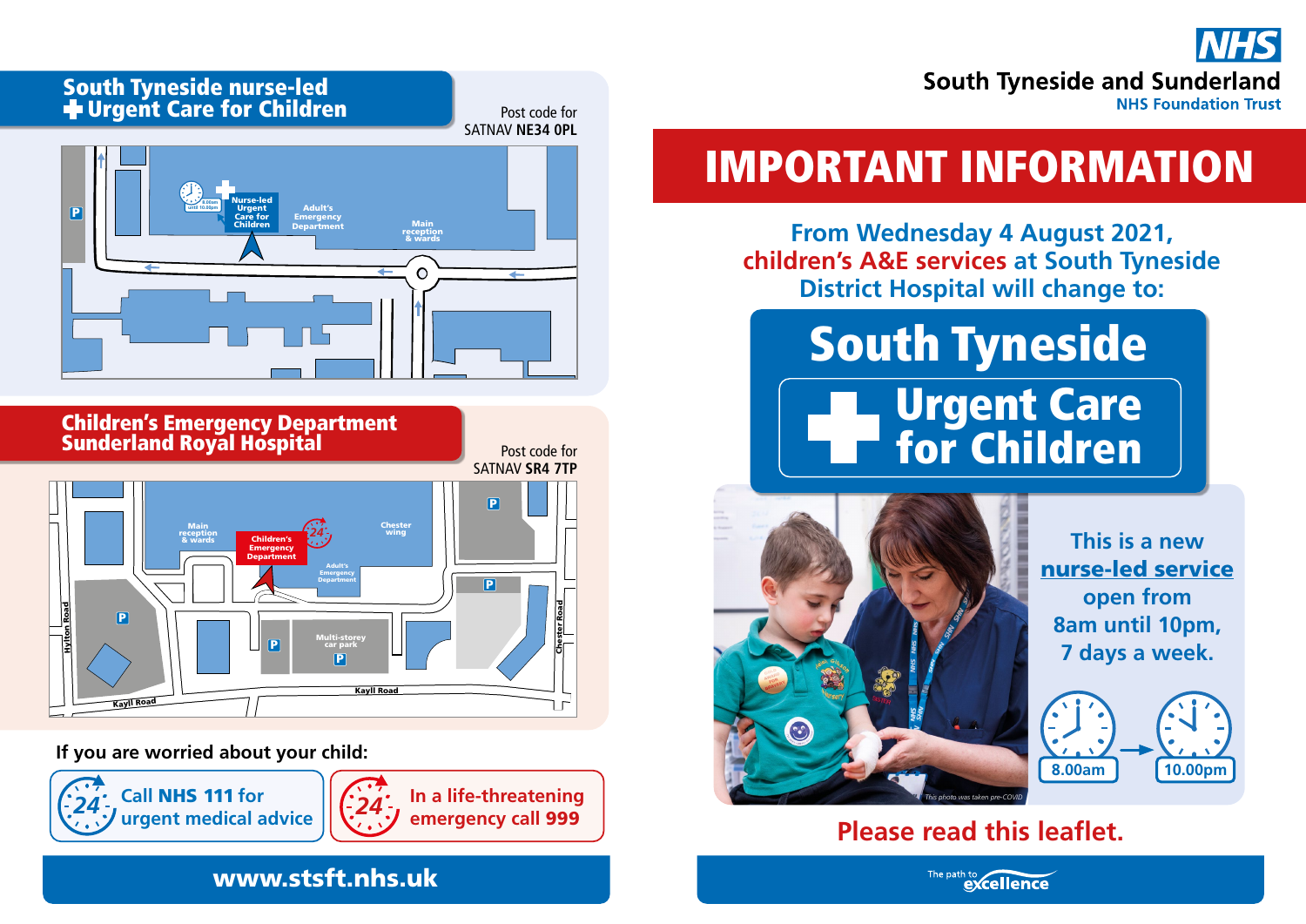## South Tyneside nurse-led Urgent Care for Children

Post code for SATNAV **NE34 0PL**

Nurse-led Urgent Care for Children (8.00am until 10.00pm)
Adult's Emergency Department
Main reception & wards

## Children's Emergency Department Sunderland Royal Hospital

Post code for SATNAV **SR4 7TP**

Main reception & wards
Children's Emergency Department
Chester wing
Adult's Emergency Department
Multi-storey car park
Hylton Road
Chester Road
Kayll Road

**If you are worried about your child:**

Call **NHS 111** for urgent medical advice

In a life-threatening emergency call **999**

**www.stsft.nhs.uk**

NHS
South Tyneside and Sunderland
NHS Foundation Trust

# IMPORTANT INFORMATION

From Wednesday 4 August 2021, children's A&E services at South Tyneside District Hospital will change to:

# South Tyneside Urgent Care for Children

This is a new **nurse-led service** open from 8am until 10pm, 7 days a week.

8.00am → 10.00pm

*This photo was taken pre-COVID*

**Please read this leaflet.**

The path to excellence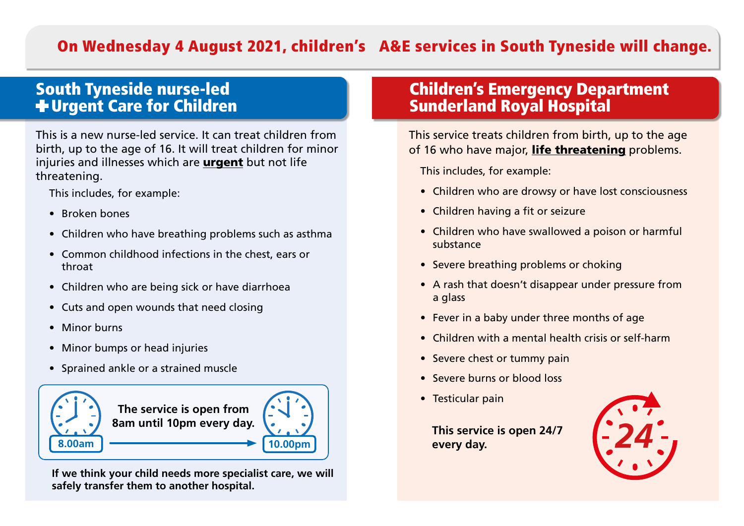# On Wednesday 4 August 2021, children's A&E services in South Tyneside will change.

## South Tyneside nurse-led ✚ Urgent Care for Children

This is a new nurse-led service. It can treat children from birth, up to the age of 16. It will treat children for minor injuries and illnesses which are **urgent** but not life threatening.

This includes, for example:

- Broken bones
- Children who have breathing problems such as asthma
- Common childhood infections in the chest, ears or throat
- Children who are being sick or have diarrhoea
- Cuts and open wounds that need closing
- Minor burns
- Minor bumps or head injuries
- Sprained ankle or a strained muscle

8.00am

**The service is open from 8am until 10pm every day.**

10.00pm

**If we think your child needs more specialist care, we will safely transfer them to another hospital.**

## Children's Emergency Department Sunderland Royal Hospital

This service treats children from birth, up to the age of 16 who have major, **life threatening** problems.

This includes, for example:

- Children who are drowsy or have lost consciousness
- Children having a fit or seizure
- Children who have swallowed a poison or harmful substance
- Severe breathing problems or choking
- A rash that doesn't disappear under pressure from a glass
- Fever in a baby under three months of age
- Children with a mental health crisis or self-harm
- Severe chest or tummy pain
- Severe burns or blood loss
- Testicular pain

**This service is open 24/7 every day.**

24